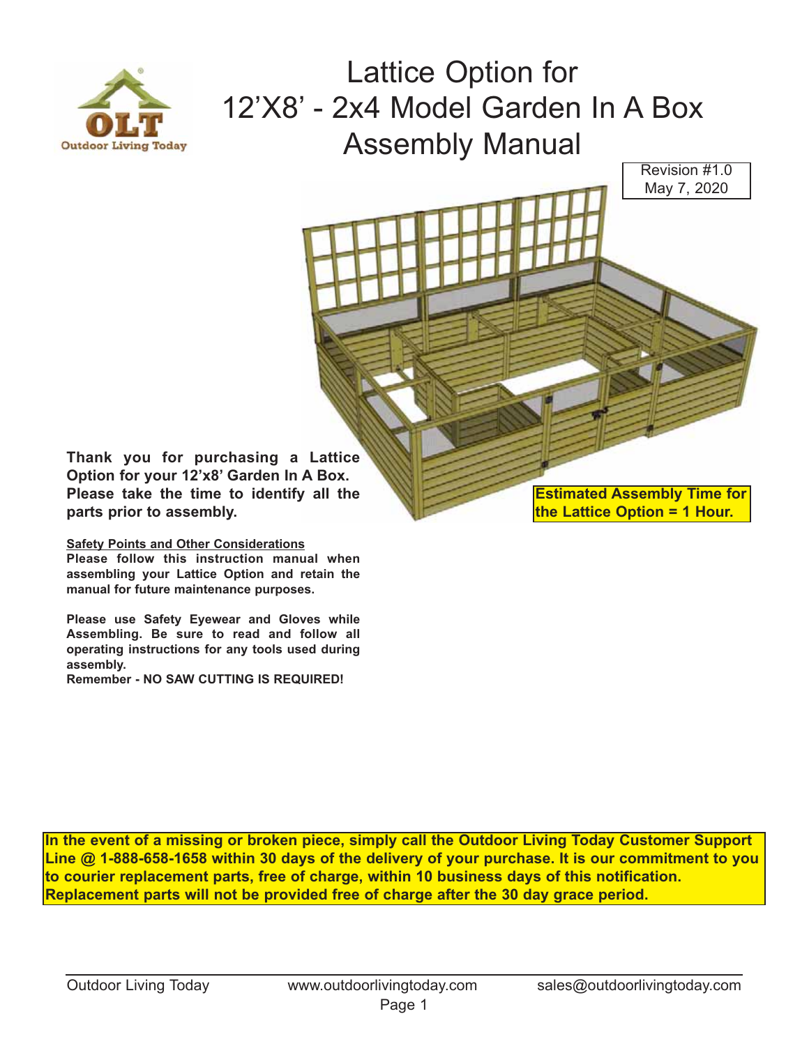# Lattice Option for 12'X8' - 2x4 Model Garden In A Box Assembly Manual

Revision #1.0
May 7, 2020

**Thank you for purchasing a Lattice Option for your 12'x8' Garden In A Box. Please take the time to identify all the parts prior to assembly.**

**Estimated Assembly Time for the Lattice Option = 1 Hour.**

**Safety Points and Other Considerations**

**Please follow this instruction manual when assembling your Lattice Option and retain the manual for future maintenance purposes.**

**Please use Safety Eyewear and Gloves while Assembling. Be sure to read and follow all operating instructions for any tools used during assembly.**
**Remember - NO SAW CUTTING IS REQUIRED!**

**In the event of a missing or broken piece, simply call the Outdoor Living Today Customer Support Line @ 1-888-658-1658 within 30 days of the delivery of your purchase. It is our commitment to you to courier replacement parts, free of charge, within 10 business days of this notification. Replacement parts will not be provided free of charge after the 30 day grace period.**

Outdoor Living Today www.outdoorlivingtoday.com sales@outdoorlivingtoday.com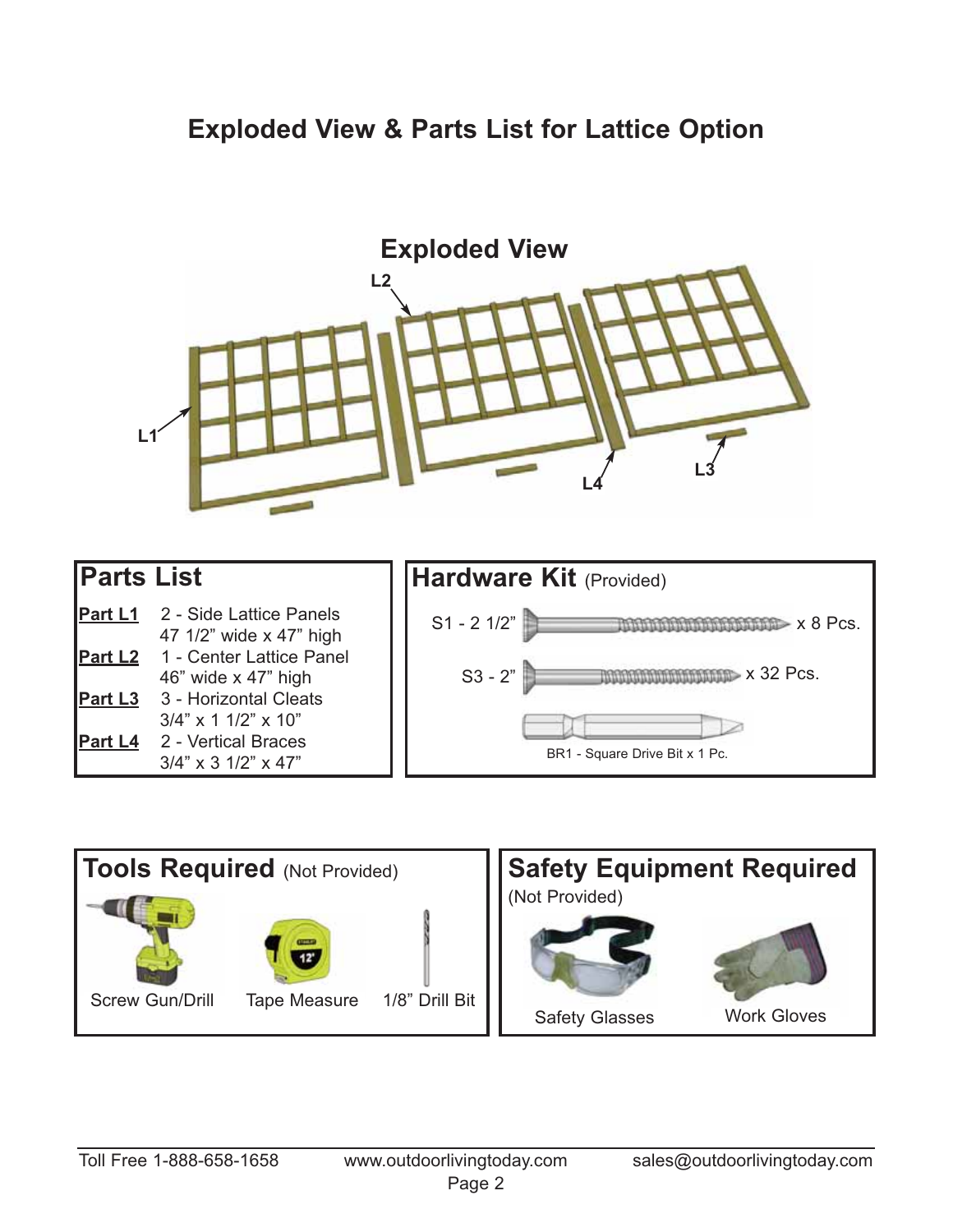# Exploded View & Parts List for Lattice Option

## Exploded View

L2

L1

L4

L3

## Parts List

**Part L1** 2 - Side Lattice Panels
47 1/2” wide x 47” high

**Part L2** 1 - Center Lattice Panel
46” wide x 47” high

**Part L3** 3 - Horizontal Cleats
3/4” x 1 1/2” x 10”

**Part L4** 2 - Vertical Braces
3/4” x 3 1/2” x 47”

## Hardware Kit (Provided)

S1 - 2 1/2” x 8 Pcs.

S3 - 2” x 32 Pcs.

BR1 - Square Drive Bit x 1 Pc.

## Tools Required (Not Provided)

Screw Gun/Drill

Tape Measure

1/8” Drill Bit

## Safety Equipment Required

(Not Provided)

Safety Glasses

Work Gloves

Toll Free 1-888-658-1658 www.outdoorlivingtoday.com sales@outdoorlivingtoday.com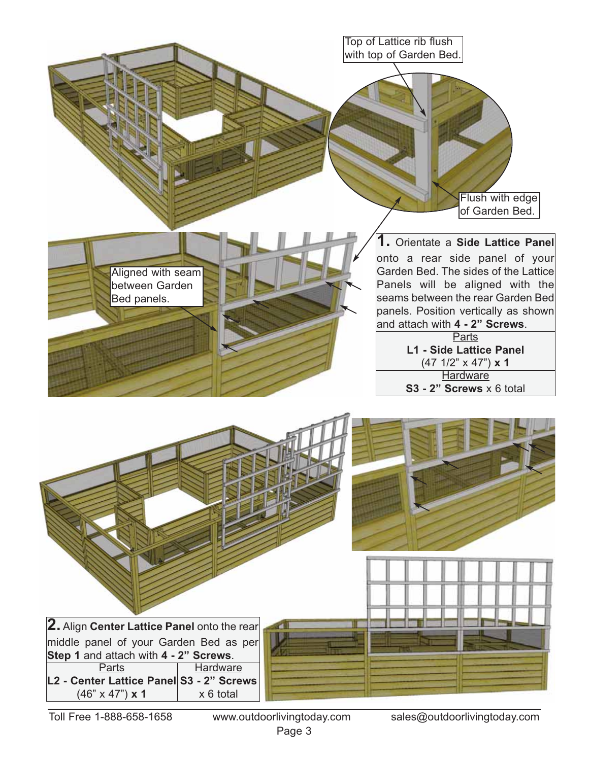Top of Lattice rib flush with top of Garden Bed.

Flush with edge of Garden Bed.

Aligned with seam between Garden Bed panels.

**1.** Orientate a **Side Lattice Panel** onto a rear side panel of your Garden Bed. The sides of the Lattice Panels will be aligned with the seams between the rear Garden Bed panels. Position vertically as shown and attach with **4 - 2" Screws**.

| Parts |
| --- |
| **L1 - Side Lattice Panel** (47 1/2" x 47") **x 1** |
| Hardware |
| **S3 - 2" Screws** x 6 total |

**2.** Align **Center Lattice Panel** onto the rear middle panel of your Garden Bed as per **Step 1** and attach with **4 - 2" Screws**.

| Parts | Hardware |
| --- | --- |
| **L2 - Center Lattice Panel** (46" x 47") **x 1** | **S3 - 2" Screws** x 6 total |

Toll Free 1-888-658-1658 www.outdoorlivingtoday.com sales@outdoorlivingtoday.com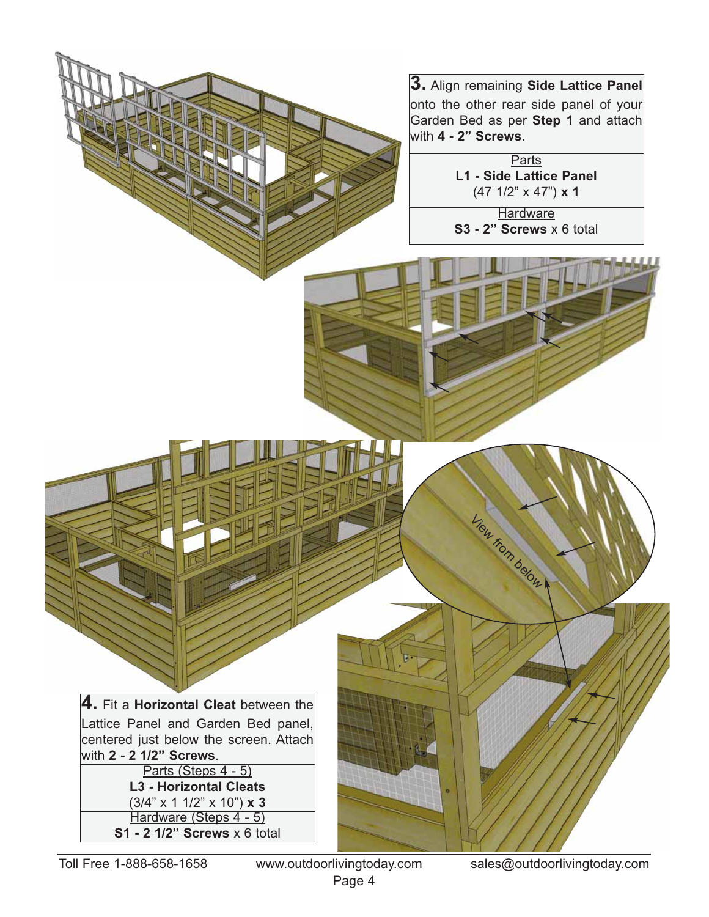**3.** Align remaining **Side Lattice Panel** onto the other rear side panel of your Garden Bed as per **Step 1** and attach with **4 - 2" Screws**.

| Parts |
|---|
| **L1 - Side Lattice Panel** (47 1/2" x 47") **x 1** |
| Hardware |
| **S3 - 2" Screws** x 6 total |

View from below

**4.** Fit a **Horizontal Cleat** between the Lattice Panel and Garden Bed panel, centered just below the screen. Attach with **2 - 2 1/2" Screws**.

| Parts (Steps 4 - 5) |
|---|
| **L3 - Horizontal Cleats** (3/4" x 1 1/2" x 10") **x 3** |
| Hardware (Steps 4 - 5) |
| **S1 - 2 1/2" Screws** x 6 total |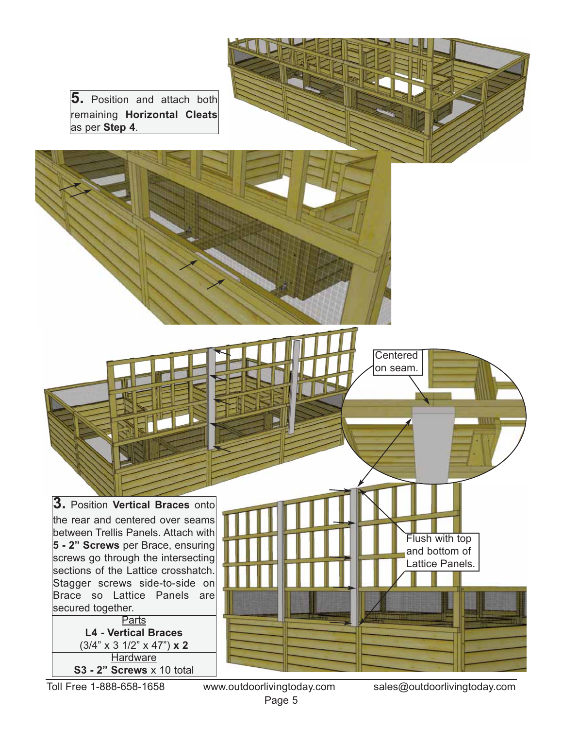**5.** Position and attach both remaining **Horizontal Cleats** as per **Step 4**.

Centered on seam.

Flush with top and bottom of Lattice Panels.

**3.** Position **Vertical Braces** onto the rear and centered over seams between Trellis Panels. Attach with **5 - 2" Screws** per Brace, ensuring screws go through the intersecting sections of the Lattice crosshatch. Stagger screws side-to-side on Brace so Lattice Panels are secured together.

| Parts |
| --- |
| **L4 - Vertical Braces** (3/4" x 3 1/2" x 47") **x 2** |
| Hardware |
| **S3 - 2" Screws** x 10 total |

Toll Free 1-888-658-1658 www.outdoorlivingtoday.com sales@outdoorlivingtoday.com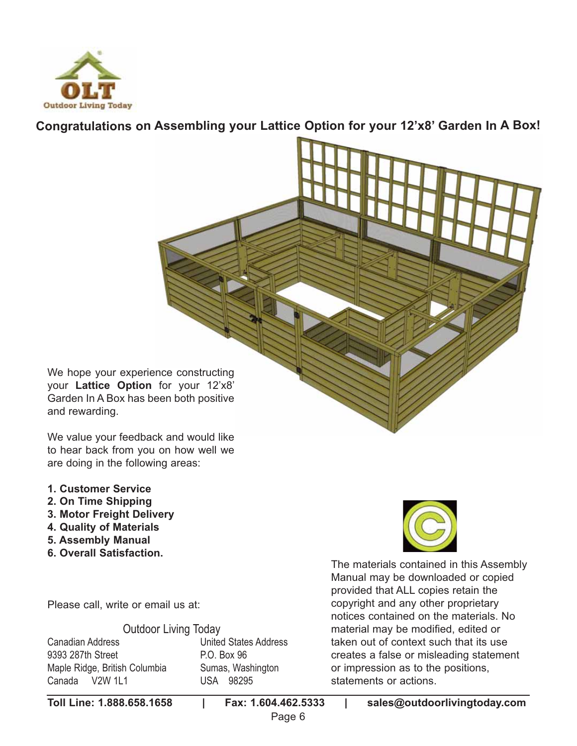## Congratulations on Assembling your Lattice Option for your 12'x8' Garden In A Box!

We hope your experience constructing your **Lattice Option** for your 12'x8' Garden In A Box has been both positive and rewarding.

We value your feedback and would like to hear back from you on how well we are doing in the following areas:

1. **Customer Service**
2. **On Time Shipping**
3. **Motor Freight Delivery**
4. **Quality of Materials**
5. **Assembly Manual**
6. **Overall Satisfaction.**

Please call, write or email us at:

Outdoor Living Today

| Canadian Address | United States Address |
|---|---|
| 9393 287th Street | P.O. Box 96 |
| Maple Ridge, British Columbia | Sumas, Washington |
| Canada V2W 1L1 | USA 98295 |

The materials contained in this Assembly Manual may be downloaded or copied provided that ALL copies retain the copyright and any other proprietary notices contained on the materials. No material may be modified, edited or taken out of context such that its use creates a false or misleading statement or impression as to the positions, statements or actions.

**Toll Line: 1.888.658.1658 | Fax: 1.604.462.5333 | sales@outdoorlivingtoday.com**